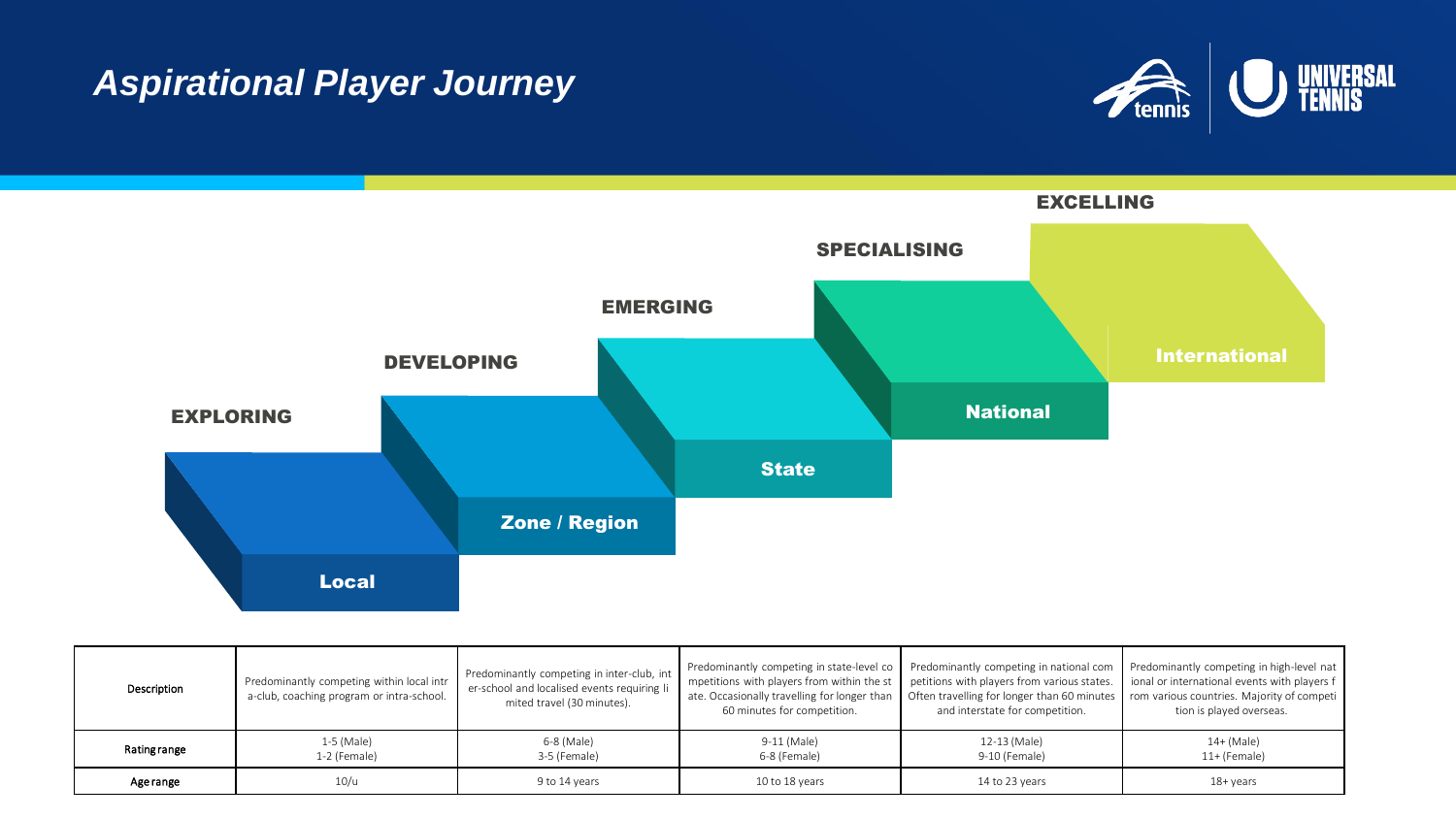# Aspirational Player Journey

| EXPLORING | DEVELOPING | EMERGING | SPECIALISING | EXCELLING |
|---|---|---|---|---|
| Local | Zone / Region | State | National | International |

| Description | Predominantly competing within local intra-club, coaching program or intra-school. | Predominantly competing in inter-club, inter-school and localised events requiring limited travel (30 minutes). | Predominantly competing in state-level competitions with players from within the state. Occasionally travelling for longer than 60 minutes for competition. | Predominantly competing in national competitions with players from various states. Often travelling for longer than 60 minutes and interstate for competition. | Predominantly competing in high-level national or international events with players from various countries. Majority of competition is played overseas. |
|---|---|---|---|---|---|
| Rating range | 1-5 (Male)<br>1-2 (Female) | 6-8 (Male)<br>3-5 (Female) | 9-11 (Male)<br>6-8 (Female) | 12-13 (Male)<br>9-10 (Female) | 14+ (Male)<br>11+ (Female) |
| Age range | 10/u | 9 to 14 years | 10 to 18 years | 14 to 23 years | 18+ years |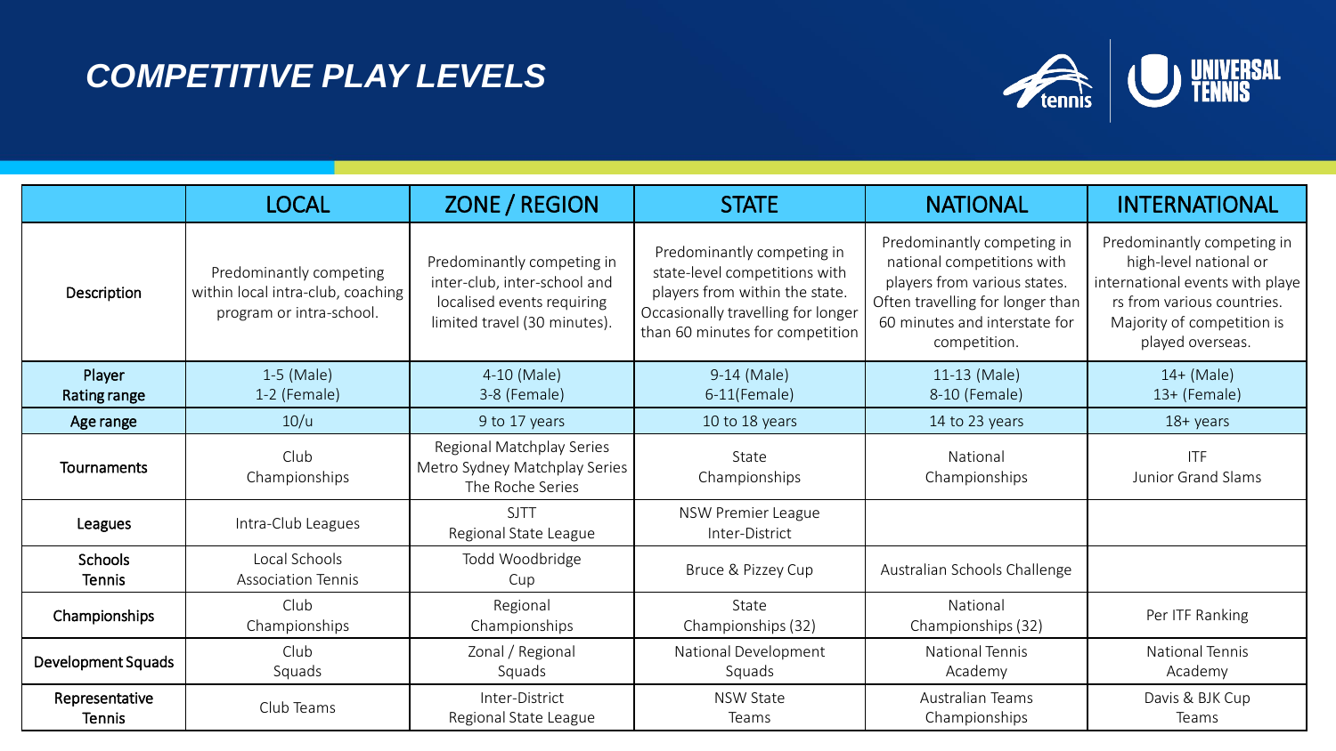# COMPETITIVE PLAY LEVELS

| | LOCAL | ZONE / REGION | STATE | NATIONAL | INTERNATIONAL |
|---|---|---|---|---|---|
| Description | Predominantly competing within local intra-club, coaching program or intra-school. | Predominantly competing in inter-club, inter-school and localised events requiring limited travel (30 minutes). | Predominantly competing in state-level competitions with players from within the state. Occasionally travelling for longer than 60 minutes for competition | Predominantly competing in national competitions with players from various states. Often travelling for longer than 60 minutes and interstate for competition. | Predominantly competing in high-level national or international events with players from various countries. Majority of competition is played overseas. |
| Player Rating range | 1-5 (Male) 1-2 (Female) | 4-10 (Male) 3-8 (Female) | 9-14 (Male) 6-11(Female) | 11-13 (Male) 8-10 (Female) | 14+ (Male) 13+ (Female) |
| Age range | 10/u | 9 to 17 years | 10 to 18 years | 14 to 23 years | 18+ years |
| Tournaments | Club Championships | Regional Matchplay Series Metro Sydney Matchplay Series The Roche Series | State Championships | National Championships | ITF Junior Grand Slams |
| Leagues | Intra-Club Leagues | SJTT Regional State League | NSW Premier League Inter-District | | |
| Schools Tennis | Local Schools Association Tennis | Todd Woodbridge Cup | Bruce & Pizzey Cup | Australian Schools Challenge | |
| Championships | Club Championships | Regional Championships | State Championships (32) | National Championships (32) | Per ITF Ranking |
| Development Squads | Club Squads | Zonal / Regional Squads | National Development Squads | National Tennis Academy | National Tennis Academy |
| Representative Tennis | Club Teams | Inter-District Regional State League | NSW State Teams | Australian Teams Championships | Davis & BJK Cup Teams |